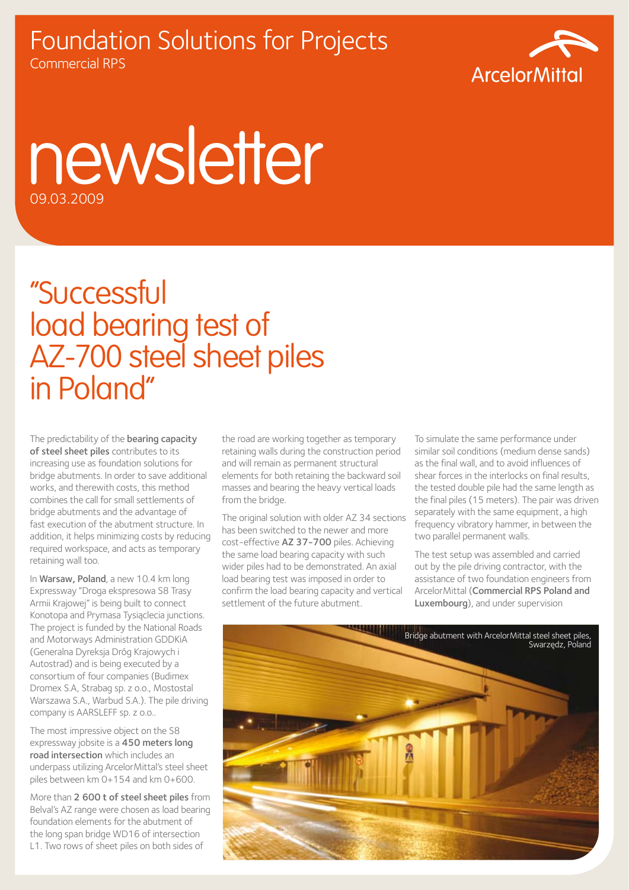# Foundation Solutions for Projects

Commercial RPS

ArcelorMittal

# newsletter

09.03.2009

## "Successful load bearing test of AZ-700 steel sheet piles in Poland"

The predictability of the **bearing capacity of steel sheet piles** contributes to its increasing use as foundation solutions for bridge abutments. In order to save additional works, and therewith costs, this method combines the call for small settlements of bridge abutments and the advantage of fast execution of the abutment structure. In addition, it helps minimizing costs by reducing required workspace, and acts as temporary retaining wall too.

In **Warsaw, Poland**, a new 10.4 km long Expressway "Droga ekspresowa S8 Trasy Armii Krajowej" is being built to connect Konotopa and Prymasa Tysiąclecia junctions. The project is funded by the National Roads and Motorways Administration GDDKiA (Generalna Dyreksja Dróg Krajowych i Autostrad) and is being executed by a consortium of four companies (Budimex Dromex S.A, Strabag sp. z o.o., Mostostal Warszawa S.A., Warbud S.A.). The pile driving company is AARSLEFF sp. z o.o..

The most impressive object on the S8 expressway jobsite is a **450 meters long road intersection** which includes an underpass utilizing ArcelorMittal's steel sheet piles between km 0+154 and km 0+600.

More than **2 600 t of steel sheet piles** from Belval's AZ range were chosen as load bearing foundation elements for the abutment of the long span bridge WD16 of intersection L1. Two rows of sheet piles on both sides of the road are working together as temporary retaining walls during the construction period and will remain as permanent structural elements for both retaining the backward soil masses and bearing the heavy vertical loads from the bridge.

The original solution with older AZ 34 sections has been switched to the newer and more cost-effective **AZ 37-700** piles. Achieving the same load bearing capacity with such wider piles had to be demonstrated. An axial load bearing test was imposed in order to confirm the load bearing capacity and vertical settlement of the future abutment.

To simulate the same performance under similar soil conditions (medium dense sands) as the final wall, and to avoid influences of shear forces in the interlocks on final results, the tested double pile had the same length as the final piles (15 meters). The pair was driven separately with the same equipment, a high frequency vibratory hammer, in between the two parallel permanent walls.

The test setup was assembled and carried out by the pile driving contractor, with the assistance of two foundation engineers from ArcelorMittal (**Commercial RPS Poland and Luxembourg**), and under supervision

Bridge abutment with ArcelorMittal steel sheet piles, Swarzędz, Poland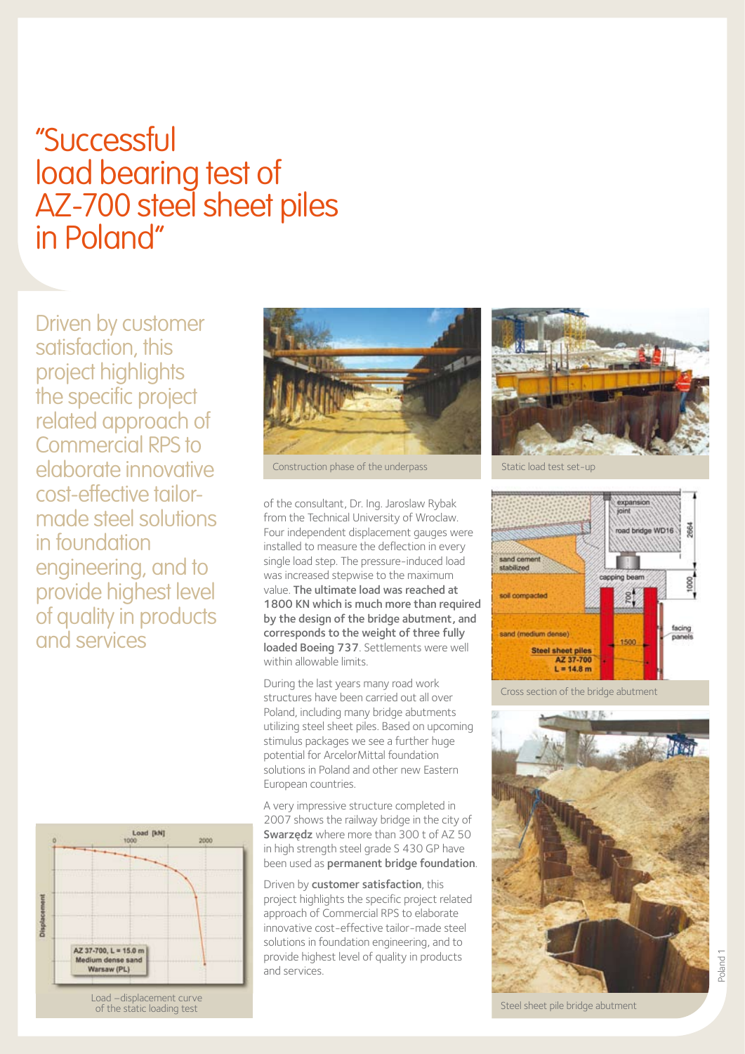# "Successful load bearing test of AZ-700 steel sheet piles in Poland"

Driven by customer satisfaction, this project highlights the specific project related approach of Commercial RPS to elaborate innovative cost-effective tailor-made steel solutions in foundation engineering, and to provide highest level of quality in products and services

Construction phase of the underpass

Static load test set-up

of the consultant, Dr. Ing. Jaroslaw Rybak from the Technical University of Wroclaw. Four independent displacement gauges were installed to measure the deflection in every single load step. The pressure-induced load was increased stepwise to the maximum value. **The ultimate load was reached at 1800 KN which is much more than required by the design of the bridge abutment, and corresponds to the weight of three fully loaded Boeing 737**. Settlements were well within allowable limits.

During the last years many road work structures have been carried out all over Poland, including many bridge abutments utilizing steel sheet piles. Based on upcoming stimulus packages we see a further huge potential for ArcelorMittal foundation solutions in Poland and other new Eastern European countries.

A very impressive structure completed in 2007 shows the railway bridge in the city of **Swarzędz** where more than 300 t of AZ 50 in high strength steel grade S 430 GP have been used as **permanent bridge foundation**.

Driven by **customer satisfaction**, this project highlights the specific project related approach of Commercial RPS to elaborate innovative cost-effective tailor-made steel solutions in foundation engineering, and to provide highest level of quality in products and services.

expansion joint
road bridge WD16
2664
sand cement stabilized
capping beam
1000
soil compacted
700
facing panels
sand (medium dense)
1500
Steel sheet piles
AZ 37-700
L = 14.8 m

Cross section of the bridge abutment

Load [kN]
0
1000
2000
Displacement
AZ 37-700, L = 15.0 m
Medium dense sand
Warsaw (PL)

Load –displacement curve of the static loading test

Steel sheet pile bridge abutment